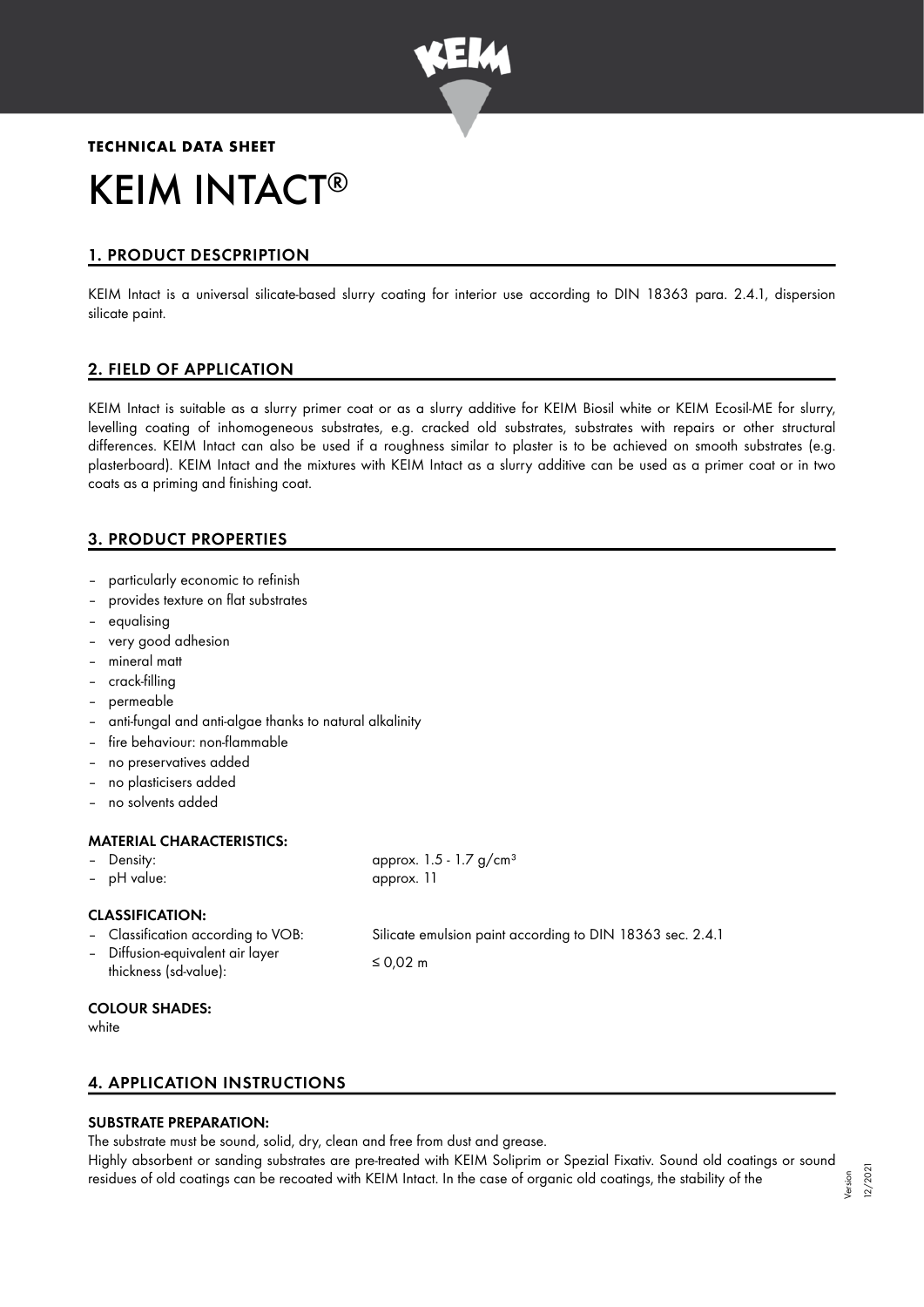**TECHNICAL DATA SHEET**

# KEIM INTACT®

## 1. PRODUCT DESCPRIPTION

KEIM Intact is a universal silicate-based slurry coating for interior use according to DIN 18363 para. 2.4.1, dispersion silicate paint.

## 2. FIELD OF APPLICATION

KEIM Intact is suitable as a slurry primer coat or as a slurry additive for KEIM Biosil white or KEIM Ecosil-ME for slurry, levelling coating of inhomogeneous substrates, e.g. cracked old substrates, substrates with repairs or other structural differences. KEIM Intact can also be used if a roughness similar to plaster is to be achieved on smooth substrates (e.g. plasterboard). KEIM Intact and the mixtures with KEIM Intact as a slurry additive can be used as a primer coat or in two coats as a priming and finishing coat.

## 3. PRODUCT PROPERTIES

- particularly economic to refinish
- provides texture on flat substrates
- equalising
- very good adhesion
- mineral matt
- crack-filling
- permeable
- anti-fungal and anti-algae thanks to natural alkalinity
- fire behaviour: non-flammable
- no preservatives added
- no plasticisers added
- no solvents added

### MATERIAL CHARACTERISTICS:

- Density: approx. 1.5 - 1.7 g/cm³
- pH value: approx. 11

### CLASSIFICATION:

- Classification according to VOB: Silicate emulsion paint according to DIN 18363 sec. 2.4.1
- Diffusion-equivalent air layer thickness (sd-value): ≤ 0,02 m

### COLOUR SHADES:

white

## 4. APPLICATION INSTRUCTIONS

### SUBSTRATE PREPARATION:

The substrate must be sound, solid, dry, clean and free from dust and grease.

Highly absorbent or sanding substrates are pre-treated with KEIM Soliprim or Spezial Fixativ. Sound old coatings or sound residues of old coatings can be recoated with KEIM Intact. In the case of organic old coatings, the stability of the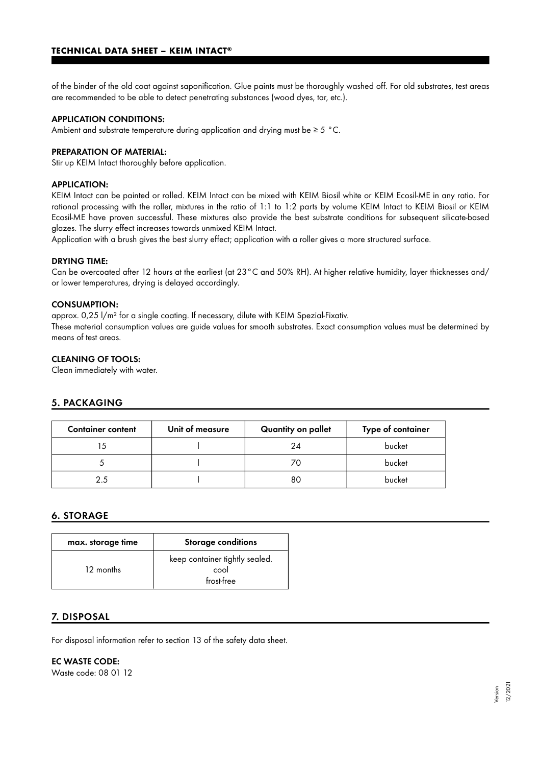of the binder of the old coat against saponification. Glue paints must be thoroughly washed off. For old substrates, test areas are recommended to be able to detect penetrating substances (wood dyes, tar, etc.).

**APPLICATION CONDITIONS:**
Ambient and substrate temperature during application and drying must be ≥ 5 °C.

**PREPARATION OF MATERIAL:**
Stir up KEIM Intact thoroughly before application.

**APPLICATION:**
KEIM Intact can be painted or rolled. KEIM Intact can be mixed with KEIM Biosil white or KEIM Ecosil-ME in any ratio. For rational processing with the roller, mixtures in the ratio of 1:1 to 1:2 parts by volume KEIM Intact to KEIM Biosil or KEIM Ecosil-ME have proven successful. These mixtures also provide the best substrate conditions for subsequent silicate-based glazes. The slurry effect increases towards unmixed KEIM Intact.
Application with a brush gives the best slurry effect; application with a roller gives a more structured surface.

**DRYING TIME:**
Can be overcoated after 12 hours at the earliest (at 23 °C and 50% RH). At higher relative humidity, layer thicknesses and/or lower temperatures, drying is delayed accordingly.

**CONSUMPTION:**
approx. 0,25 l/m² for a single coating. If necessary, dilute with KEIM Spezial-Fixativ.
These material consumption values are guide values for smooth substrates. Exact consumption values must be determined by means of test areas.

**CLEANING OF TOOLS:**
Clean immediately with water.

## 5. PACKAGING

| Container content | Unit of measure | Quantity on pallet | Type of container |
|---|---|---|---|
| 15 | l | 24 | bucket |
| 5 | l | 70 | bucket |
| 2.5 | l | 80 | bucket |

## 6. STORAGE

| max. storage time | Storage conditions |
|---|---|
| 12 months | keep container tightly sealed. cool frost-free |

## 7. DISPOSAL

For disposal information refer to section 13 of the safety data sheet.

**EC WASTE CODE:**
Waste code: 08 01 12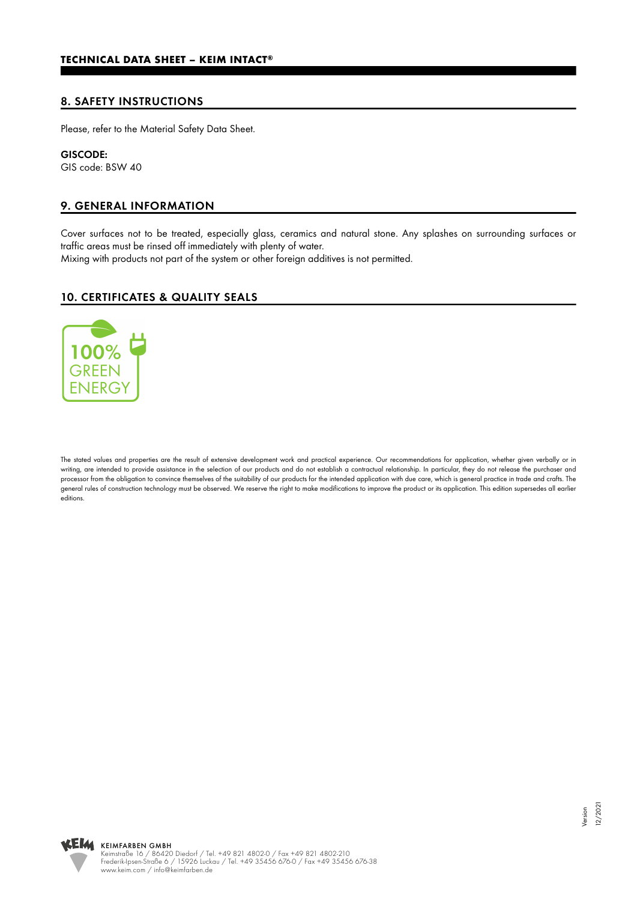## 8. SAFETY INSTRUCTIONS

Please, refer to the Material Safety Data Sheet.

**GISCODE:**
GIS code: BSW 40

## 9. GENERAL INFORMATION

Cover surfaces not to be treated, especially glass, ceramics and natural stone. Any splashes on surrounding surfaces or traffic areas must be rinsed off immediately with plenty of water.
Mixing with products not part of the system or other foreign additives is not permitted.

## 10. CERTIFICATES & QUALITY SEALS

100% GREEN ENERGY

The stated values and properties are the result of extensive development work and practical experience. Our recommendations for application, whether given verbally or in writing, are intended to provide assistance in the selection of our products and do not establish a contractual relationship. In particular, they do not release the purchaser and processor from the obligation to convince themselves of the suitability of our products for the intended application with due care, which is general practice in trade and crafts. The general rules of construction technology must be observed. We reserve the right to make modifications to improve the product or its application. This edition supersedes all earlier editions.

KEIMFARBEN GMBH
Keimstraße 16 / 86420 Diedorf / Tel. +49 821 4802-0 / Fax +49 821 4802-210
Frederik-Ipsen-Straße 6 / 15926 Luckau / Tel. +49 35456 676-0 / Fax +49 35456 676-38
www.keim.com / info@keimfarben.de

Version 12/2021